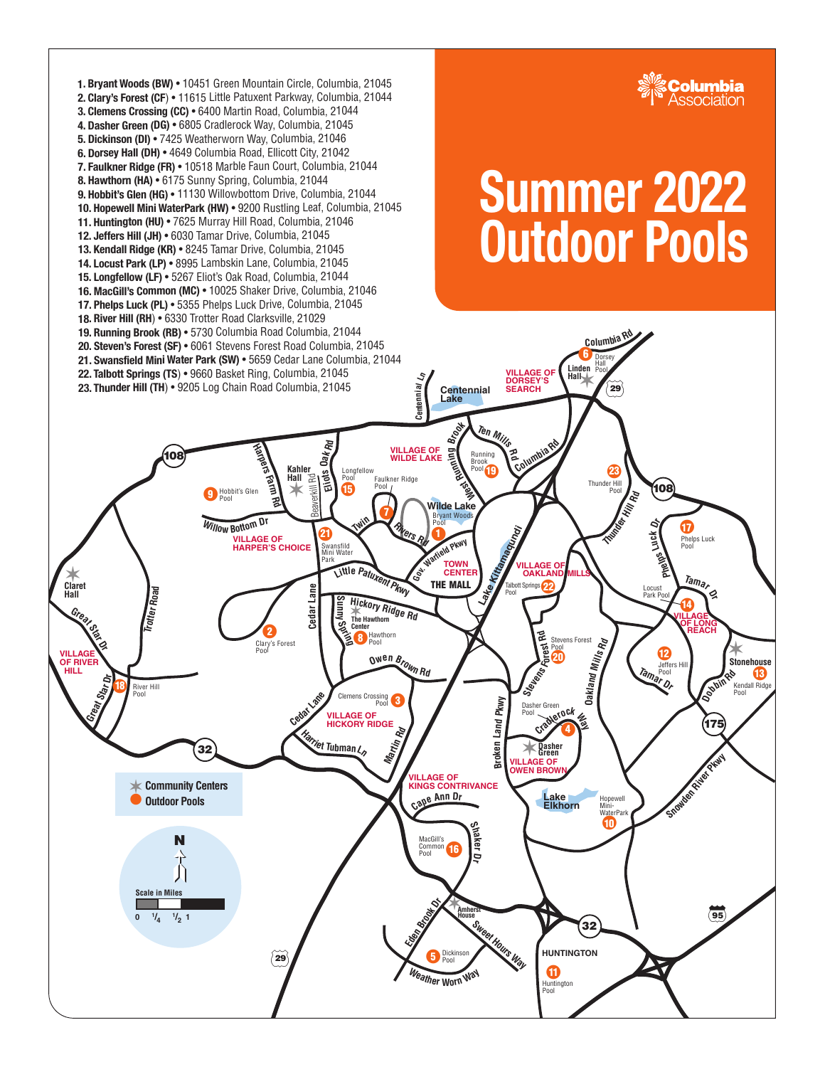# Summer 2022 Outdoor Pools

Columbia Association

1. **Bryant Woods (BW)** • 10451 Green Mountain Circle, Columbia, 21045
2. **Clary's Forest (CF)** • 11615 Little Patuxent Parkway, Columbia, 21044
3. **Clemens Crossing (CC)** • 6400 Martin Road, Columbia, 21044
4. **Dasher Green (DG)** • 6805 Cradlerock Way, Columbia, 21045
5. **Dickinson (DI)** • 7425 Weatherworn Way, Columbia, 21046
6. **Dorsey Hall (DH)** • 4649 Columbia Road, Ellicott City, 21042
7. **Faulkner Ridge (FR)** • 10518 Marble Faun Court, Columbia, 21044
8. **Hawthorn (HA)** • 6175 Sunny Spring, Columbia, 21044
9. **Hobbit's Glen (HG)** • 11130 Willowbottom Drive, Columbia, 21044
10. **Hopewell Mini WaterPark (HW)** • 9200 Rustling Leaf, Columbia, 21045
11. **Huntington (HU)** • 7625 Murray Hill Road, Columbia, 21046
12. **Jeffers Hill (JH)** • 6030 Tamar Drive, Columbia, 21045
13. **Kendall Ridge (KR)** • 8245 Tamar Drive, Columbia, 21045
14. **Locust Park (LP)** • 8995 Lambskin Lane, Columbia, 21045
15. **Longfellow (LF)** • 5267 Eliot's Oak Road, Columbia, 21044
16. **MacGill's Common (MC)** • 10025 Shaker Drive, Columbia, 21046
17. **Phelps Luck (PL)** • 5355 Phelps Luck Drive, Columbia, 21045
18. **River Hill (RH)** • 6330 Trotter Road Clarksville, 21029
19. **Running Brook (RB)** • 5730 Columbia Road Columbia, 21044
20. **Steven's Forest (SF)** • 6061 Stevens Forest Road Columbia, 21045
21. **Swansfield Mini Water Park (SW)** • 5659 Cedar Lane Columbia, 21044
22. **Talbott Springs (TS)** • 9660 Basket Ring, Columbia, 21045
23. **Thunder Hill (TH)** • 9205 Log Chain Road Columbia, 21045

Community Centers
Outdoor Pools

Scale in Miles: 0, 1/4, 1/2, 1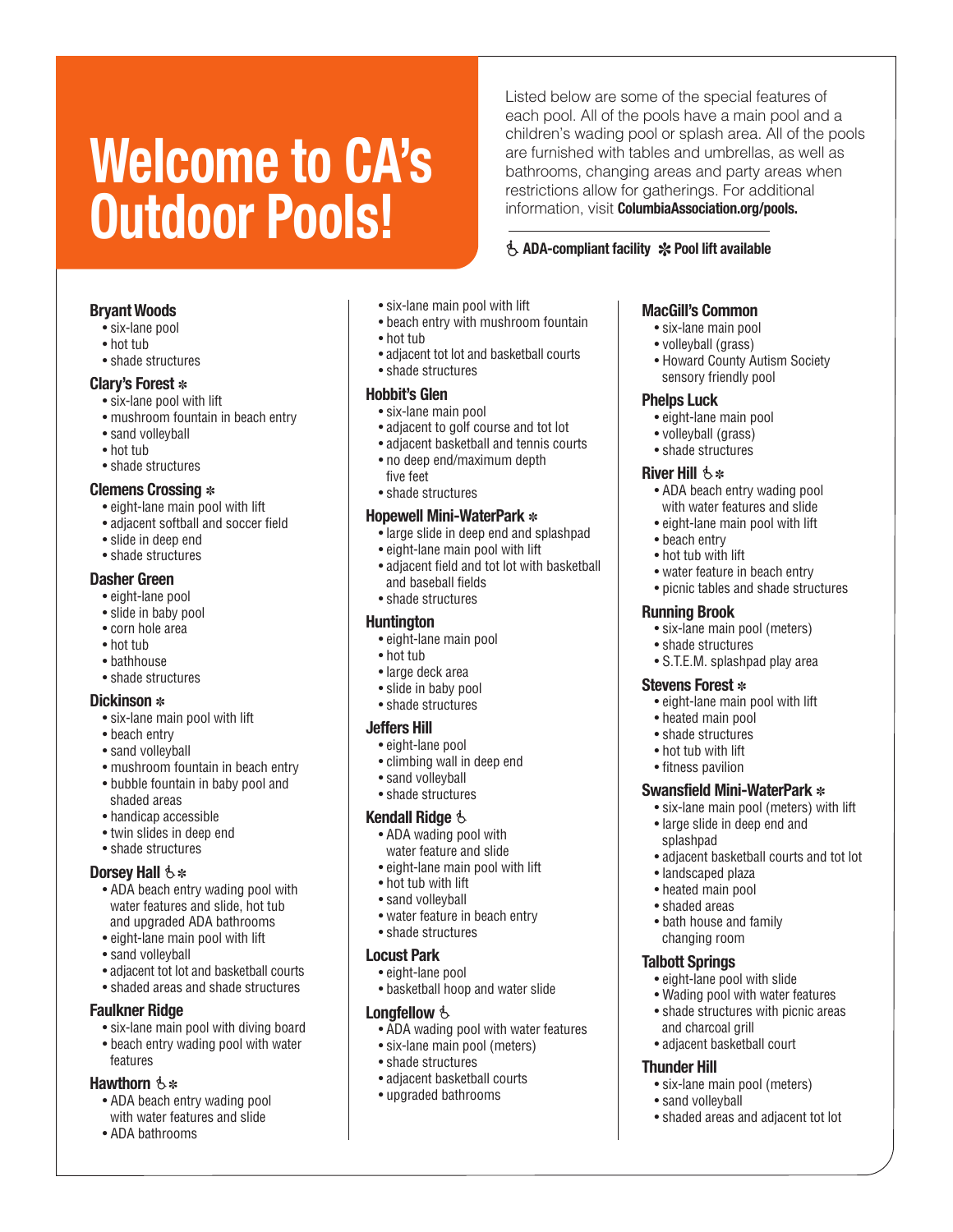# Welcome to CA's Outdoor Pools!

Listed below are some of the special features of each pool. All of the pools have a main pool and a children's wading pool or splash area. All of the pools are furnished with tables and umbrellas, as well as bathrooms, changing areas and party areas when restrictions allow for gatherings. For additional information, visit **ColumbiaAssociation.org/pools.**

**♿ ADA-compliant facility ✻ Pool lift available**

### Bryant Woods

- six-lane pool
- hot tub
- shade structures

### Clary's Forest ✻

- six-lane pool with lift
- mushroom fountain in beach entry
- sand volleyball
- hot tub
- shade structures

### Clemens Crossing ✻

- eight-lane main pool with lift
- adjacent softball and soccer field
- slide in deep end
- shade structures

### Dasher Green

- eight-lane pool
- slide in baby pool
- corn hole area
- hot tub
- bathhouse
- shade structures

### Dickinson ✻

- six-lane main pool with lift
- beach entry
- sand volleyball
- mushroom fountain in beach entry
- bubble fountain in baby pool and shaded areas
- handicap accessible
- twin slides in deep end
- shade structures

### Dorsey Hall ♿✻

- ADA beach entry wading pool with water features and slide, hot tub and upgraded ADA bathrooms
- eight-lane main pool with lift
- sand volleyball
- adjacent tot lot and basketball courts
- shaded areas and shade structures

### Faulkner Ridge

- six-lane main pool with diving board
- beach entry wading pool with water features

### Hawthorn ♿✻

- ADA beach entry wading pool with water features and slide
- ADA bathrooms
- six-lane main pool with lift
- beach entry with mushroom fountain
- hot tub
- adjacent tot lot and basketball courts
- shade structures

### Hobbit's Glen

- six-lane main pool
- adjacent to golf course and tot lot
- adjacent basketball and tennis courts
- no deep end/maximum depth five feet
- shade structures

### Hopewell Mini-WaterPark ✻

- large slide in deep end and splashpad
- eight-lane main pool with lift
- adjacent field and tot lot with basketball and baseball fields
- shade structures

### Huntington

- eight-lane main pool
- hot tub
- large deck area
- slide in baby pool
- shade structures

### Jeffers Hill

- eight-lane pool
- climbing wall in deep end
- sand volleyball
- shade structures

### Kendall Ridge ♿

- ADA wading pool with water feature and slide
- eight-lane main pool with lift
- hot tub with lift
- sand volleyball
- water feature in beach entry
- shade structures

### Locust Park

- eight-lane pool
- basketball hoop and water slide

### Longfellow ♿

- ADA wading pool with water features
- six-lane main pool (meters)
- shade structures
- adjacent basketball courts
- upgraded bathrooms

### MacGill's Common

- six-lane main pool
- volleyball (grass)
- Howard County Autism Society sensory friendly pool

### Phelps Luck

- eight-lane main pool
- volleyball (grass)
- shade structures

### River Hill ♿✻

- ADA beach entry wading pool with water features and slide
- eight-lane main pool with lift
- beach entry
- hot tub with lift
- water feature in beach entry
- picnic tables and shade structures

### Running Brook

- six-lane main pool (meters)
- shade structures
- S.T.E.M. splashpad play area

### Stevens Forest ✻

- eight-lane main pool with lift
- heated main pool
- shade structures
- hot tub with lift
- fitness pavilion

### Swansfield Mini-WaterPark ✻

- six-lane main pool (meters) with lift
- large slide in deep end and splashpad
- adjacent basketball courts and tot lot
- landscaped plaza
- heated main pool
- shaded areas
- bath house and family changing room

### Talbott Springs

- eight-lane pool with slide
- Wading pool with water features
- shade structures with picnic areas and charcoal grill
- adjacent basketball court

### Thunder Hill

- six-lane main pool (meters)
- sand volleyball
- shaded areas and adjacent tot lot